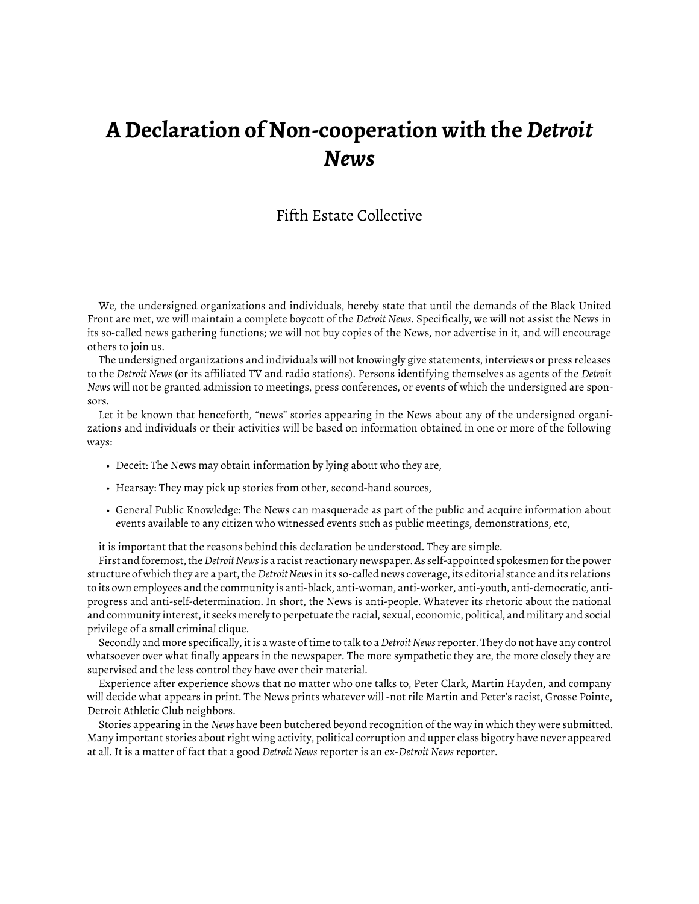# A Declaration of Non-cooperation with the *Detroit News*

Fifth Estate Collective

We, the undersigned organizations and individuals, hereby state that until the demands of the Black United Front are met, we will maintain a complete boycott of the *Detroit News*. Specifically, we will not assist the News in its so-called news gathering functions; we will not buy copies of the News, nor advertise in it, and will encourage others to join us.

The undersigned organizations and individuals will not knowingly give statements, interviews or press releases to the *Detroit News* (or its affiliated TV and radio stations). Persons identifying themselves as agents of the *Detroit News* will not be granted admission to meetings, press conferences, or events of which the undersigned are sponsors.

Let it be known that henceforth, "news" stories appearing in the News about any of the undersigned organizations and individuals or their activities will be based on information obtained in one or more of the following ways:

- Deceit: The News may obtain information by lying about who they are,
- Hearsay: They may pick up stories from other, second-hand sources,
- General Public Knowledge: The News can masquerade as part of the public and acquire information about events available to any citizen who witnessed events such as public meetings, demonstrations, etc,

it is important that the reasons behind this declaration be understood. They are simple.

First and foremost, the *Detroit News* is a racist reactionary newspaper. As self-appointed spokesmen for the power structure of which they are a part, the *Detroit News* in its so-called news coverage, its editorial stance and its relations to its own employees and the community is anti-black, anti-woman, anti-worker, anti-youth, anti-democratic, anti-progress and anti-self-determination. In short, the News is anti-people. Whatever its rhetoric about the national and community interest, it seeks merely to perpetuate the racial, sexual, economic, political, and military and social privilege of a small criminal clique.

Secondly and more specifically, it is a waste of time to talk to a *Detroit News* reporter. They do not have any control whatsoever over what finally appears in the newspaper. The more sympathetic they are, the more closely they are supervised and the less control they have over their material.

Experience after experience shows that no matter who one talks to, Peter Clark, Martin Hayden, and company will decide what appears in print. The News prints whatever will -not rile Martin and Peter's racist, Grosse Pointe, Detroit Athletic Club neighbors.

Stories appearing in the *News* have been butchered beyond recognition of the way in which they were submitted. Many important stories about right wing activity, political corruption and upper class bigotry have never appeared at all. It is a matter of fact that a good *Detroit News* reporter is an ex-*Detroit News* reporter.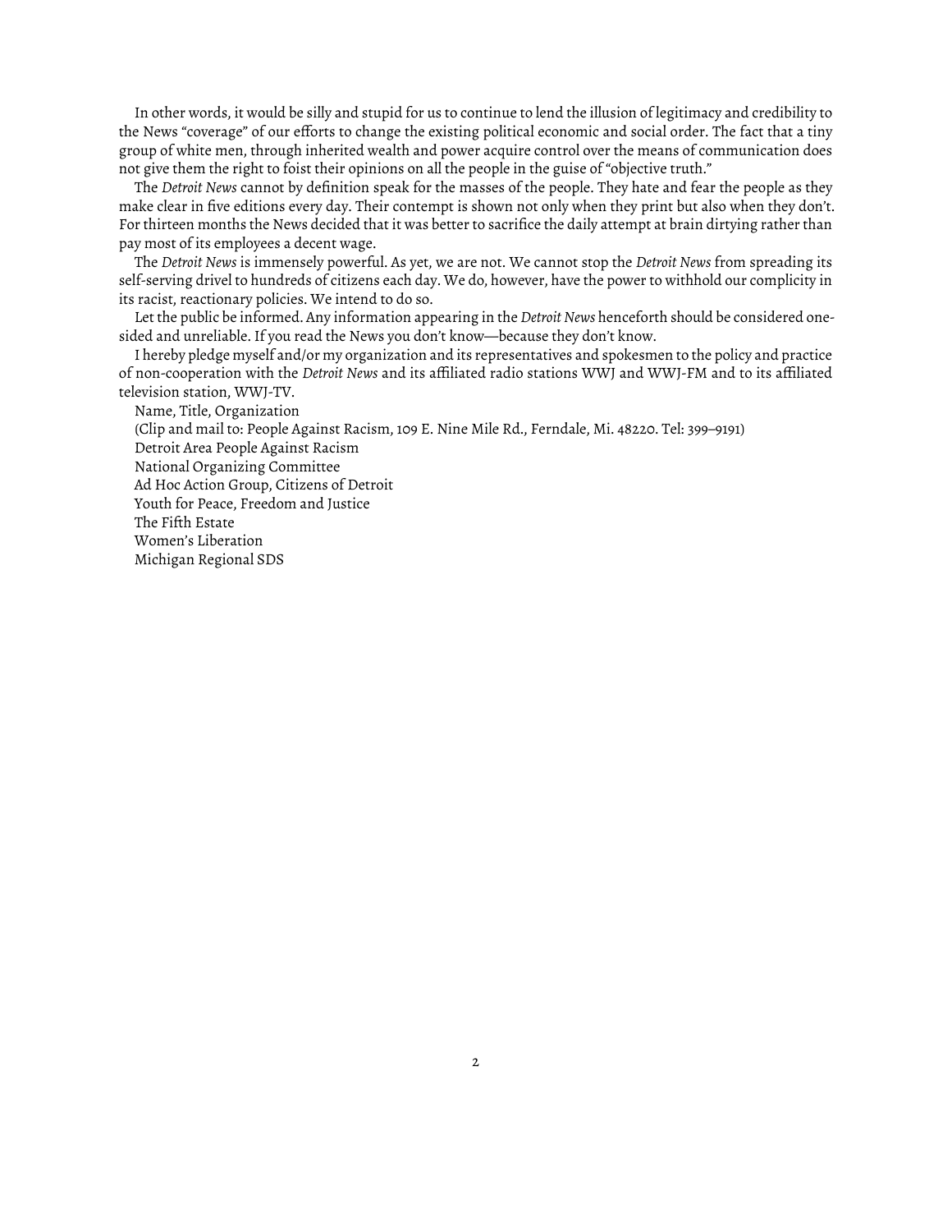In other words, it would be silly and stupid for us to continue to lend the illusion of legitimacy and credibility to the News "coverage" of our efforts to change the existing political economic and social order. The fact that a tiny group of white men, through inherited wealth and power acquire control over the means of communication does not give them the right to foist their opinions on all the people in the guise of "objective truth."

The *Detroit News* cannot by definition speak for the masses of the people. They hate and fear the people as they make clear in five editions every day. Their contempt is shown not only when they print but also when they don't. For thirteen months the News decided that it was better to sacrifice the daily attempt at brain dirtying rather than pay most of its employees a decent wage.

The *Detroit News* is immensely powerful. As yet, we are not. We cannot stop the *Detroit News* from spreading its self-serving drivel to hundreds of citizens each day. We do, however, have the power to withhold our complicity in its racist, reactionary policies. We intend to do so.

Let the public be informed. Any information appearing in the *Detroit News* henceforth should be considered one-sided and unreliable. If you read the News you don't know—because they don't know.

I hereby pledge myself and/or my organization and its representatives and spokesmen to the policy and practice of non-cooperation with the *Detroit News* and its affiliated radio stations WWJ and WWJ-FM and to its affiliated television station, WWJ-TV.

Name, Title, Organization

(Clip and mail to: People Against Racism, 109 E. Nine Mile Rd., Ferndale, Mi. 48220. Tel: 399–9191)

Detroit Area People Against Racism

National Organizing Committee

Ad Hoc Action Group, Citizens of Detroit

Youth for Peace, Freedom and Justice

The Fifth Estate

Women's Liberation

Michigan Regional SDS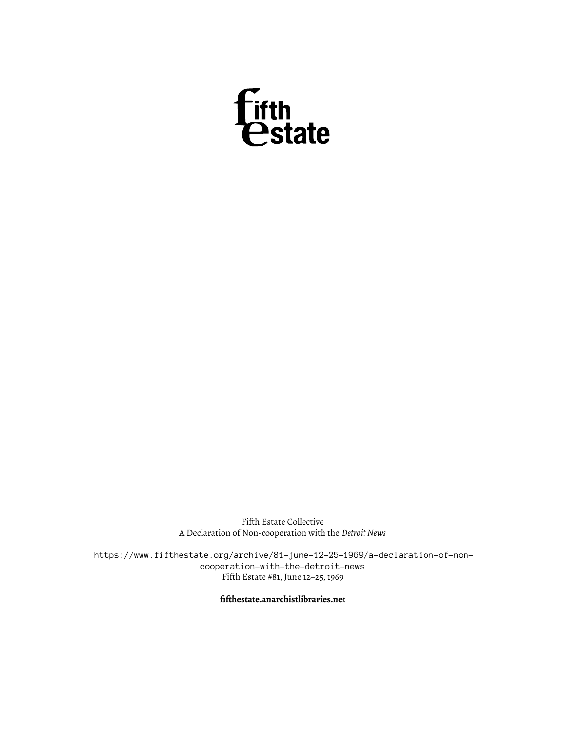fifth estate

Fifth Estate Collective
A Declaration of Non-cooperation with the *Detroit News*

https://www.fifthestate.org/archive/81-june-12-25-1969/a-declaration-of-non-cooperation-with-the-detroit-news
Fifth Estate #81, June 12–25, 1969

**fifthestate.anarchistlibraries.net**